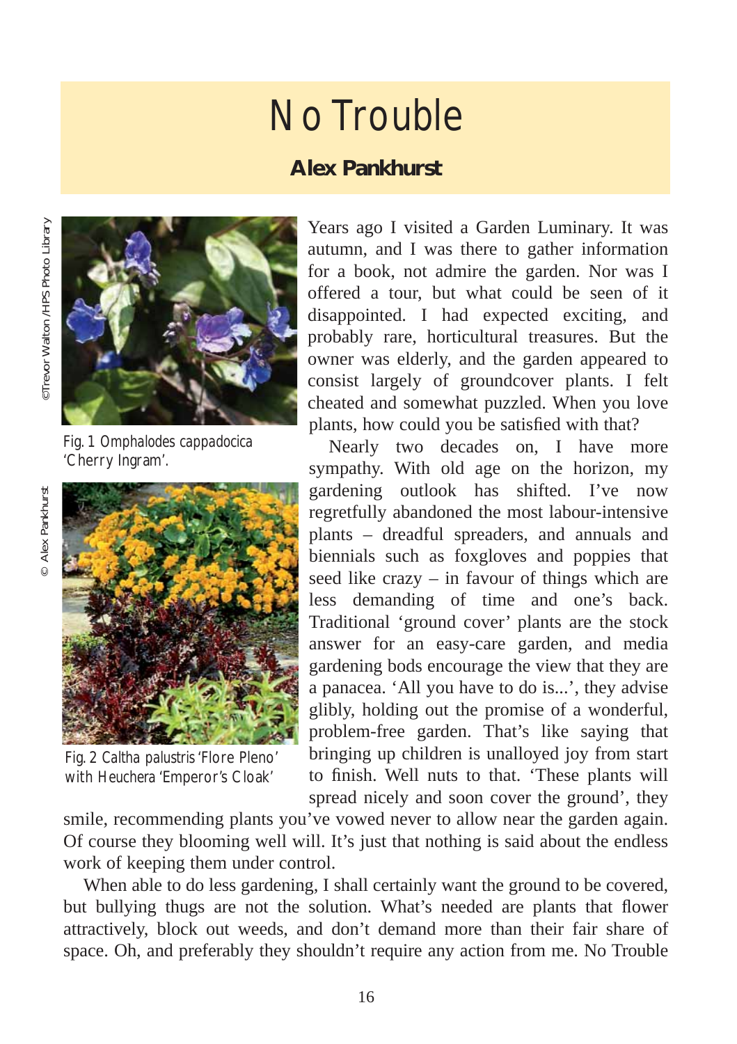# No Trouble

**Alex Pankhurst**

©Trevor Walton /HPS Photo Library

Fig. 1 Omphalodes cappadocica 'Cherry Ingram'.

© Alex Pankhurst

Fig. 2 Caltha palustris 'Flore Pleno' with Heuchera 'Emperor's Cloak'

Years ago I visited a Garden Luminary. It was autumn, and I was there to gather information for a book, not admire the garden. Nor was I offered a tour, but what could be seen of it disappointed. I had expected exciting, and probably rare, horticultural treasures. But the owner was elderly, and the garden appeared to consist largely of groundcover plants. I felt cheated and somewhat puzzled. When you love plants, how could you be satisfied with that?

Nearly two decades on, I have more sympathy. With old age on the horizon, my gardening outlook has shifted. I've now regretfully abandoned the most labour-intensive plants – dreadful spreaders, and annuals and biennials such as foxgloves and poppies that seed like crazy – in favour of things which are less demanding of time and one's back. Traditional 'ground cover' plants are the stock answer for an easy-care garden, and media gardening bods encourage the view that they are a panacea. 'All you have to do is...', they advise glibly, holding out the promise of a wonderful, problem-free garden. That's like saying that bringing up children is unalloyed joy from start to finish. Well nuts to that. 'These plants will spread nicely and soon cover the ground', they smile, recommending plants you've vowed never to allow near the garden again. Of course they blooming well will. It's just that nothing is said about the endless work of keeping them under control.

When able to do less gardening, I shall certainly want the ground to be covered, but bullying thugs are not the solution. What's needed are plants that flower attractively, block out weeds, and don't demand more than their fair share of space. Oh, and preferably they shouldn't require any action from me. No Trouble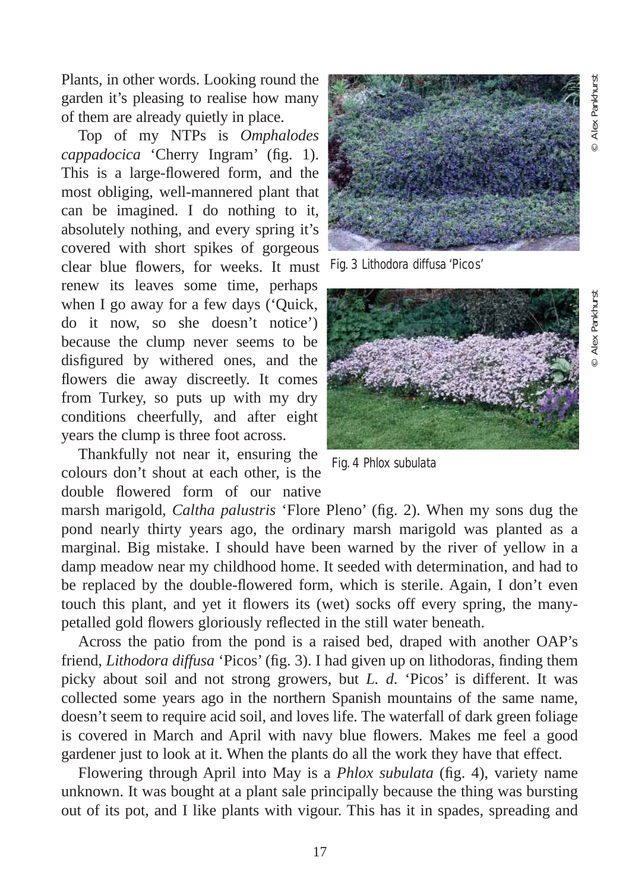Plants, in other words. Looking round the garden it's pleasing to realise how many of them are already quietly in place.

Top of my NTPs is *Omphalodes cappadocica* 'Cherry Ingram' (fig. 1). This is a large-flowered form, and the most obliging, well-mannered plant that can be imagined. I do nothing to it, absolutely nothing, and every spring it's covered with short spikes of gorgeous clear blue flowers, for weeks. It must renew its leaves some time, perhaps when I go away for a few days ('Quick, do it now, so she doesn't notice') because the clump never seems to be disfigured by withered ones, and the flowers die away discreetly. It comes from Turkey, so puts up with my dry conditions cheerfully, and after eight years the clump is three foot across.

Thankfully not near it, ensuring the colours don't shout at each other, is the double flowered form of our native marsh marigold, *Caltha palustris* 'Flore Pleno' (fig. 2). When my sons dug the pond nearly thirty years ago, the ordinary marsh marigold was planted as a marginal. Big mistake. I should have been warned by the river of yellow in a damp meadow near my childhood home. It seeded with determination, and had to be replaced by the double-flowered form, which is sterile. Again, I don't even touch this plant, and yet it flowers its (wet) socks off every spring, the many-petalled gold flowers gloriously reflected in the still water beneath.

Fig. 3 Lithodora diffusa 'Picos' © Alex Pankhurst

Fig. 4 Phlox subulata © Alex Pankhurst

Across the patio from the pond is a raised bed, draped with another OAP's friend, *Lithodora diffusa* 'Picos' (fig. 3). I had given up on lithodoras, finding them picky about soil and not strong growers, but *L. d.* 'Picos' is different. It was collected some years ago in the northern Spanish mountains of the same name, doesn't seem to require acid soil, and loves life. The waterfall of dark green foliage is covered in March and April with navy blue flowers. Makes me feel a good gardener just to look at it. When the plants do all the work they have that effect.

Flowering through April into May is a *Phlox subulata* (fig. 4), variety name unknown. It was bought at a plant sale principally because the thing was bursting out of its pot, and I like plants with vigour. This has it in spades, spreading and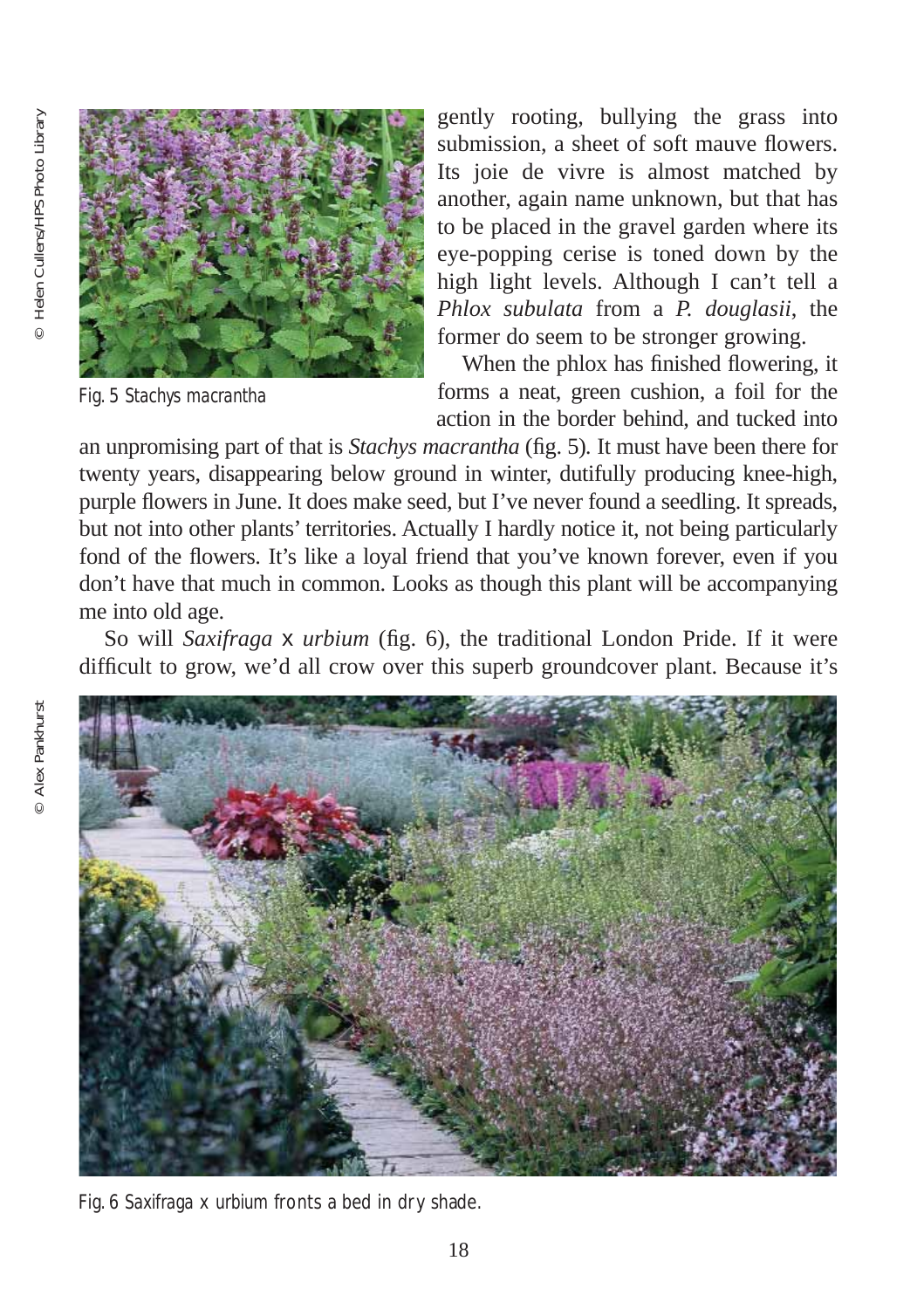gently rooting, bullying the grass into submission, a sheet of soft mauve flowers. Its joie de vivre is almost matched by another, again name unknown, but that has to be placed in the gravel garden where its eye-popping cerise is toned down by the high light levels. Although I can't tell a *Phlox subulata* from a *P. douglasii*, the former do seem to be stronger growing.

When the phlox has finished flowering, it forms a neat, green cushion, a foil for the action in the border behind, and tucked into an unpromising part of that is *Stachys macrantha* (fig. 5). It must have been there for twenty years, disappearing below ground in winter, dutifully producing knee-high, purple flowers in June. It does make seed, but I've never found a seedling. It spreads, but not into other plants' territories. Actually I hardly notice it, not being particularly fond of the flowers. It's like a loyal friend that you've known forever, even if you don't have that much in common. Looks as though this plant will be accompanying me into old age.

Fig. 5 Stachys macrantha

© Helen Cullens/HPS Photo Library

So will *Saxifraga* x *urbium* (fig. 6), the traditional London Pride. If it were difficult to grow, we'd all crow over this superb groundcover plant. Because it's

Fig. 6 Saxifraga x urbium fronts a bed in dry shade.

© Alex Pankhurst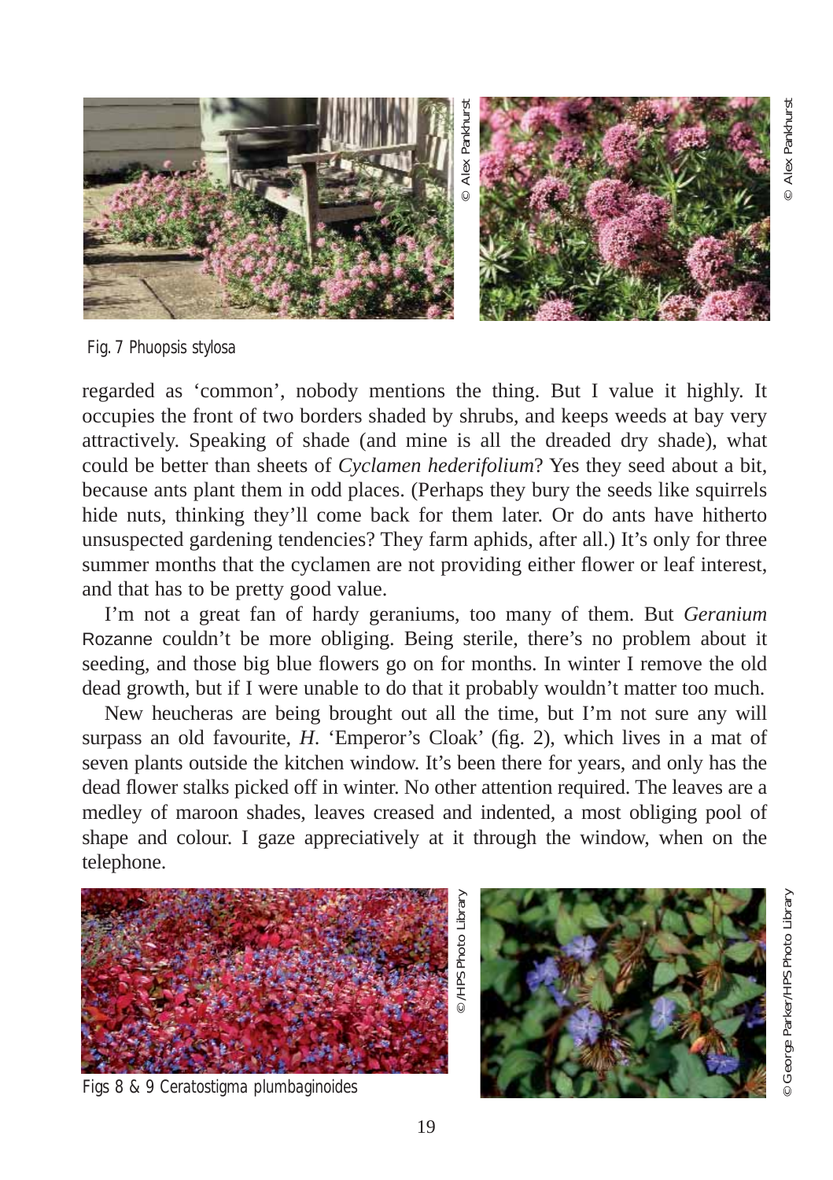Fig. 7 *Phuopsis stylosa*

regarded as 'common', nobody mentions the thing. But I value it highly. It occupies the front of two borders shaded by shrubs, and keeps weeds at bay very attractively. Speaking of shade (and mine is all the dreaded dry shade), what could be better than sheets of *Cyclamen hederifolium*? Yes they seed about a bit, because ants plant them in odd places. (Perhaps they bury the seeds like squirrels hide nuts, thinking they'll come back for them later. Or do ants have hitherto unsuspected gardening tendencies? They farm aphids, after all.) It's only for three summer months that the cyclamen are not providing either flower or leaf interest, and that has to be pretty good value.

I'm not a great fan of hardy geraniums, too many of them. But *Geranium* Rozanne couldn't be more obliging. Being sterile, there's no problem about it seeding, and those big blue flowers go on for months. In winter I remove the old dead growth, but if I were unable to do that it probably wouldn't matter too much.

New heucheras are being brought out all the time, but I'm not sure any will surpass an old favourite, *H*. 'Emperor's Cloak' (fig. 2), which lives in a mat of seven plants outside the kitchen window. It's been there for years, and only has the dead flower stalks picked off in winter. No other attention required. The leaves are a medley of maroon shades, leaves creased and indented, a most obliging pool of shape and colour. I gaze appreciatively at it through the window, when on the telephone.

Figs 8 & 9 *Ceratostigma plumbaginoides*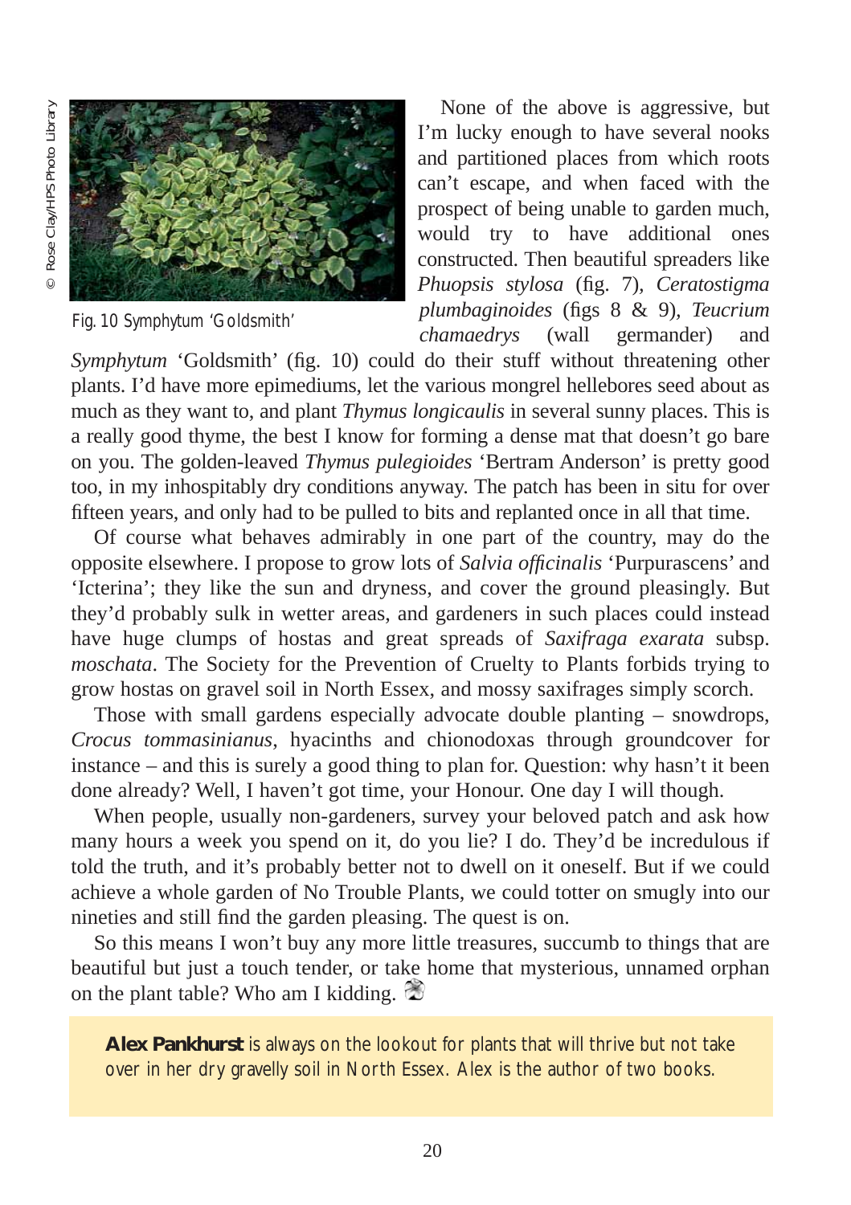Fig. 10 Symphytum 'Goldsmith'

None of the above is aggressive, but I'm lucky enough to have several nooks and partitioned places from which roots can't escape, and when faced with the prospect of being unable to garden much, would try to have additional ones constructed. Then beautiful spreaders like *Phuopsis stylosa* (fig. 7), *Ceratostigma plumbaginoides* (figs 8 & 9), *Teucrium chamaedrys* (wall germander) and *Symphytum* 'Goldsmith' (fig. 10) could do their stuff without threatening other plants. I'd have more epimediums, let the various mongrel hellebores seed about as much as they want to, and plant *Thymus longicaulis* in several sunny places. This is a really good thyme, the best I know for forming a dense mat that doesn't go bare on you. The golden-leaved *Thymus pulegioides* 'Bertram Anderson' is pretty good too, in my inhospitably dry conditions anyway. The patch has been in situ for over fifteen years, and only had to be pulled to bits and replanted once in all that time.

Of course what behaves admirably in one part of the country, may do the opposite elsewhere. I propose to grow lots of *Salvia officinalis* 'Purpurascens' and 'Icterina'; they like the sun and dryness, and cover the ground pleasingly. But they'd probably sulk in wetter areas, and gardeners in such places could instead have huge clumps of hostas and great spreads of *Saxifraga exarata* subsp. *moschata*. The Society for the Prevention of Cruelty to Plants forbids trying to grow hostas on gravel soil in North Essex, and mossy saxifrages simply scorch.

Those with small gardens especially advocate double planting – snowdrops, *Crocus tommasinianus*, hyacinths and chionodoxas through groundcover for instance – and this is surely a good thing to plan for. Question: why hasn't it been done already? Well, I haven't got time, your Honour. One day I will though.

When people, usually non-gardeners, survey your beloved patch and ask how many hours a week you spend on it, do you lie? I do. They'd be incredulous if told the truth, and it's probably better not to dwell on it oneself. But if we could achieve a whole garden of No Trouble Plants, we could totter on smugly into our nineties and still find the garden pleasing. The quest is on.

So this means I won't buy any more little treasures, succumb to things that are beautiful but just a touch tender, or take home that mysterious, unnamed orphan on the plant table? Who am I kidding.

**Alex Pankhurst** is always on the lookout for plants that will thrive but not take over in her dry gravelly soil in North Essex. Alex is the author of two books.